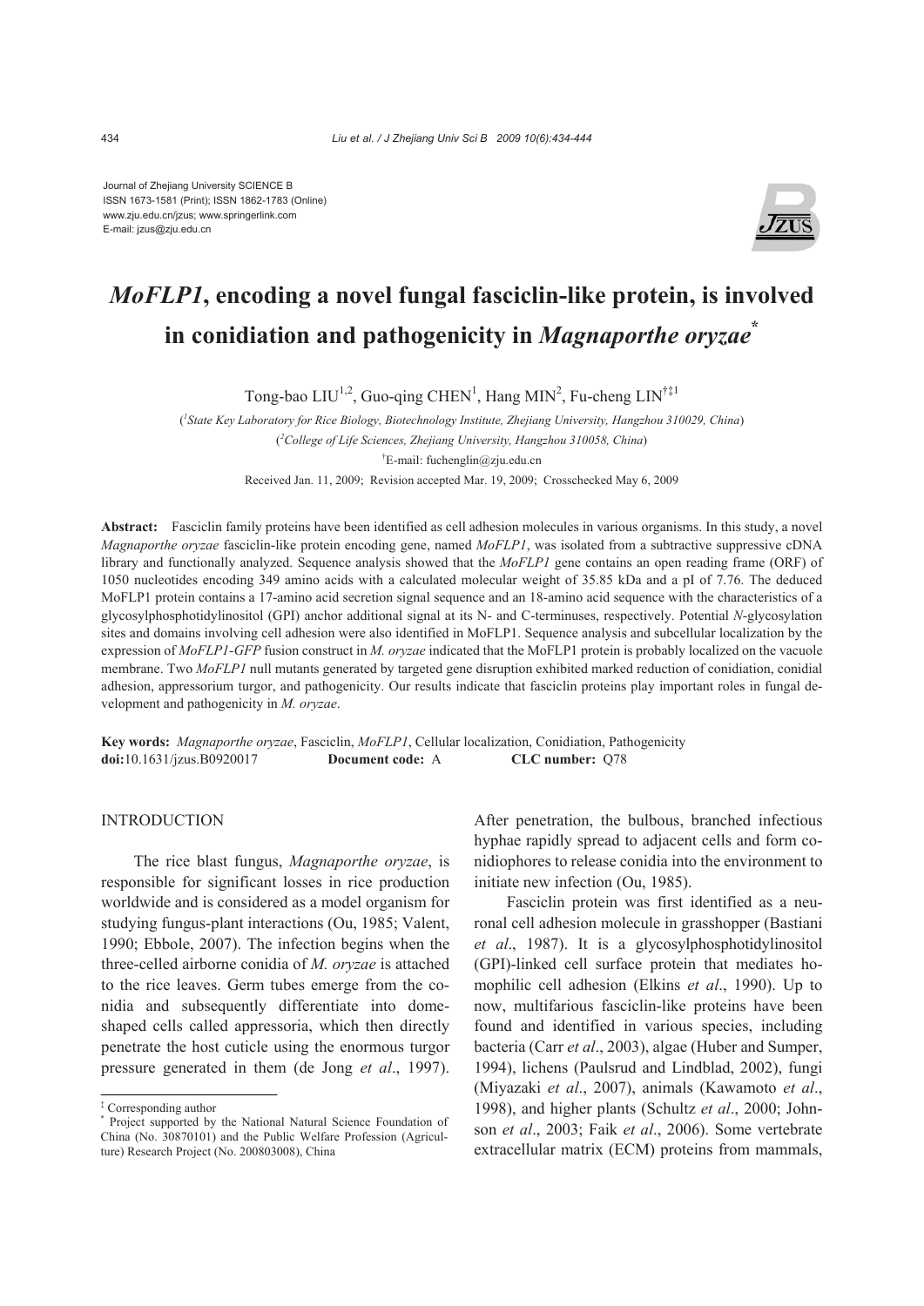Journal of Zhejiang University SCIENCE B
ISSN 1673-1581 (Print); ISSN 1862-1783 (Online)
www.zju.edu.cn/jzus; www.springerlink.com
E-mail: jzus@zju.edu.cn

# *MoFLP1*, encoding a novel fungal fasciclin-like protein, is involved in conidiation and pathogenicity in *Magnaporthe oryzae*[*]

Tong-bao LIU[1,2], Guo-qing CHEN[1], Hang MIN[2], Fu-cheng LIN[†‡1]

([1]State Key Laboratory for Rice Biology, Biotechnology Institute, Zhejiang University, Hangzhou 310029, China)

([2]College of Life Sciences, Zhejiang University, Hangzhou 310058, China)

[†]E-mail: fuchenglin@zju.edu.cn

Received Jan. 11, 2009; Revision accepted Mar. 19, 2009; Crosschecked May 6, 2009

**Abstract:** Fasciclin family proteins have been identified as cell adhesion molecules in various organisms. In this study, a novel *Magnaporthe oryzae* fasciclin-like protein encoding gene, named *MoFLP1*, was isolated from a subtractive suppressive cDNA library and functionally analyzed. Sequence analysis showed that the *MoFLP1* gene contains an open reading frame (ORF) of 1050 nucleotides encoding 349 amino acids with a calculated molecular weight of 35.85 kDa and a pI of 7.76. The deduced MoFLP1 protein contains a 17-amino acid secretion signal sequence and an 18-amino acid sequence with the characteristics of a glycosylphosphotidylinositol (GPI) anchor additional signal at its N- and C-terminuses, respectively. Potential *N*-glycosylation sites and domains involving cell adhesion were also identified in MoFLP1. Sequence analysis and subcellular localization by the expression of *MoFLP1-GFP* fusion construct in *M. oryzae* indicated that the MoFLP1 protein is probably localized on the vacuole membrane. Two *MoFLP1* null mutants generated by targeted gene disruption exhibited marked reduction of conidiation, conidial adhesion, appressorium turgor, and pathogenicity. Our results indicate that fasciclin proteins play important roles in fungal development and pathogenicity in *M. oryzae*.

**Key words:** *Magnaporthe oryzae*, Fasciclin, *MoFLP1*, Cellular localization, Conidiation, Pathogenicity
**doi:**10.1631/jzus.B0920017 **Document code:** A **CLC number:** Q78

## INTRODUCTION

The rice blast fungus, *Magnaporthe oryzae*, is responsible for significant losses in rice production worldwide and is considered as a model organism for studying fungus-plant interactions (Ou, 1985; Valent, 1990; Ebbole, 2007). The infection begins when the three-celled airborne conidia of *M. oryzae* is attached to the rice leaves. Germ tubes emerge from the conidia and subsequently differentiate into dome-shaped cells called appressoria, which then directly penetrate the host cuticle using the enormous turgor pressure generated in them (de Jong *et al*., 1997). After penetration, the bulbous, branched infectious hyphae rapidly spread to adjacent cells and form conidiophores to release conidia into the environment to initiate new infection (Ou, 1985).

Fasciclin protein was first identified as a neuronal cell adhesion molecule in grasshopper (Bastiani *et al*., 1987). It is a glycosylphosphotidylinositol (GPI)-linked cell surface protein that mediates homophilic cell adhesion (Elkins *et al*., 1990). Up to now, multifarious fasciclin-like proteins have been found and identified in various species, including bacteria (Carr *et al*., 2003), algae (Huber and Sumper, 1994), lichens (Paulsrud and Lindblad, 2002), fungi (Miyazaki *et al*., 2007), animals (Kawamoto *et al*., 1998), and higher plants (Schultz *et al*., 2000; Johnson *et al*., 2003; Faik *et al*., 2006). Some vertebrate extracellular matrix (ECM) proteins from mammals,

---

[‡] Corresponding author

[*] Project supported by the National Natural Science Foundation of China (No. 30870101) and the Public Welfare Profession (Agriculture) Research Project (No. 200803008), China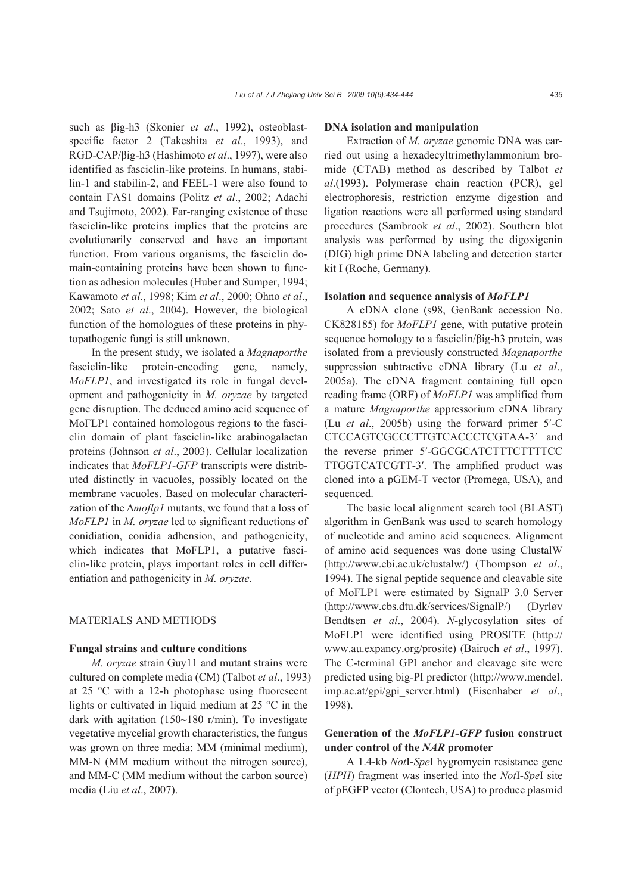such as βig-h3 (Skonier *et al*., 1992), osteoblast-specific factor 2 (Takeshita *et al*., 1993), and RGD-CAP/βig-h3 (Hashimoto *et al*., 1997), were also identified as fasciclin-like proteins. In humans, stabilin-1 and stabilin-2, and FEEL-1 were also found to contain FAS1 domains (Politz *et al*., 2002; Adachi and Tsujimoto, 2002). Far-ranging existence of these fasciclin-like proteins implies that the proteins are evolutionarily conserved and have an important function. From various organisms, the fasciclin domain-containing proteins have been shown to function as adhesion molecules (Huber and Sumper, 1994; Kawamoto *et al*., 1998; Kim *et al*., 2000; Ohno *et al*., 2002; Sato *et al*., 2004). However, the biological function of the homologues of these proteins in phytopathogenic fungi is still unknown.

In the present study, we isolated a *Magnaporthe* fasciclin-like protein-encoding gene, namely, *MoFLP1*, and investigated its role in fungal development and pathogenicity in *M. oryzae* by targeted gene disruption. The deduced amino acid sequence of MoFLP1 contained homologous regions to the fasciclin domain of plant fasciclin-like arabinogalactan proteins (Johnson *et al*., 2003). Cellular localization indicates that *MoFLP1-GFP* transcripts were distributed distinctly in vacuoles, possibly located on the membrane vacuoles. Based on molecular characterization of the Δ*moflp1* mutants, we found that a loss of *MoFLP1* in *M. oryzae* led to significant reductions of conidiation, conidia adhesion, and pathogenicity, which indicates that MoFLP1, a putative fasciclin-like protein, plays important roles in cell differentiation and pathogenicity in *M. oryzae*.

## MATERIALS AND METHODS

### Fungal strains and culture conditions

*M. oryzae* strain Guy11 and mutant strains were cultured on complete media (CM) (Talbot *et al*., 1993) at 25 °C with a 12-h photophase using fluorescent lights or cultivated in liquid medium at 25 °C in the dark with agitation (150~180 r/min). To investigate vegetative mycelial growth characteristics, the fungus was grown on three media: MM (minimal medium), MM-N (MM medium without the nitrogen source), and MM-C (MM medium without the carbon source) media (Liu *et al*., 2007).

### DNA isolation and manipulation

Extraction of *M. oryzae* genomic DNA was carried out using a hexadecyltrimethylammonium bromide (CTAB) method as described by Talbot *et al*.(1993). Polymerase chain reaction (PCR), gel electrophoresis, restriction enzyme digestion and ligation reactions were all performed using standard procedures (Sambrook *et al*., 2002). Southern blot analysis was performed by using the digoxigenin (DIG) high prime DNA labeling and detection starter kit I (Roche, Germany).

### Isolation and sequence analysis of *MoFLP1*

A cDNA clone (s98, GenBank accession No. CK828185) for *MoFLP1* gene, with putative protein sequence homology to a fasciclin/βig-h3 protein, was isolated from a previously constructed *Magnaporthe* suppression subtractive cDNA library (Lu *et al*., 2005a). The cDNA fragment containing full open reading frame (ORF) of *MoFLP1* was amplified from a mature *Magnaporthe* appressorium cDNA library (Lu *et al*., 2005b) using the forward primer 5′-CCTCCAGTCGCCCTTGTCACCCTCGTAA-3′ and the reverse primer 5′-GGCGCATCTTTCTTTTCCTTGGTCATCGTT-3′. The amplified product was cloned into a pGEM-T vector (Promega, USA), and sequenced.

The basic local alignment search tool (BLAST) algorithm in GenBank was used to search homology of nucleotide and amino acid sequences. Alignment of amino acid sequences was done using ClustalW (http://www.ebi.ac.uk/clustalw/) (Thompson *et al*., 1994). The signal peptide sequence and cleavable site of MoFLP1 were estimated by SignalP 3.0 Server (http://www.cbs.dtu.dk/services/SignalP/) (Dyrløv Bendtsen *et al*., 2004). *N*-glycosylation sites of MoFLP1 were identified using PROSITE (http://www.au.expancy.org/prosite) (Bairoch *et al*., 1997). The C-terminal GPI anchor and cleavage site were predicted using big-PI predictor (http://www.mendel.imp.ac.at/gpi/gpi_server.html) (Eisenhaber *et al*., 1998).

### Generation of the *MoFLP1-GFP* fusion construct under control of the *NAR* promoter

A 1.4-kb *Not*I-*Spe*I hygromycin resistance gene (*HPH*) fragment was inserted into the *Not*I-*Spe*I site of pEGFP vector (Clontech, USA) to produce plasmid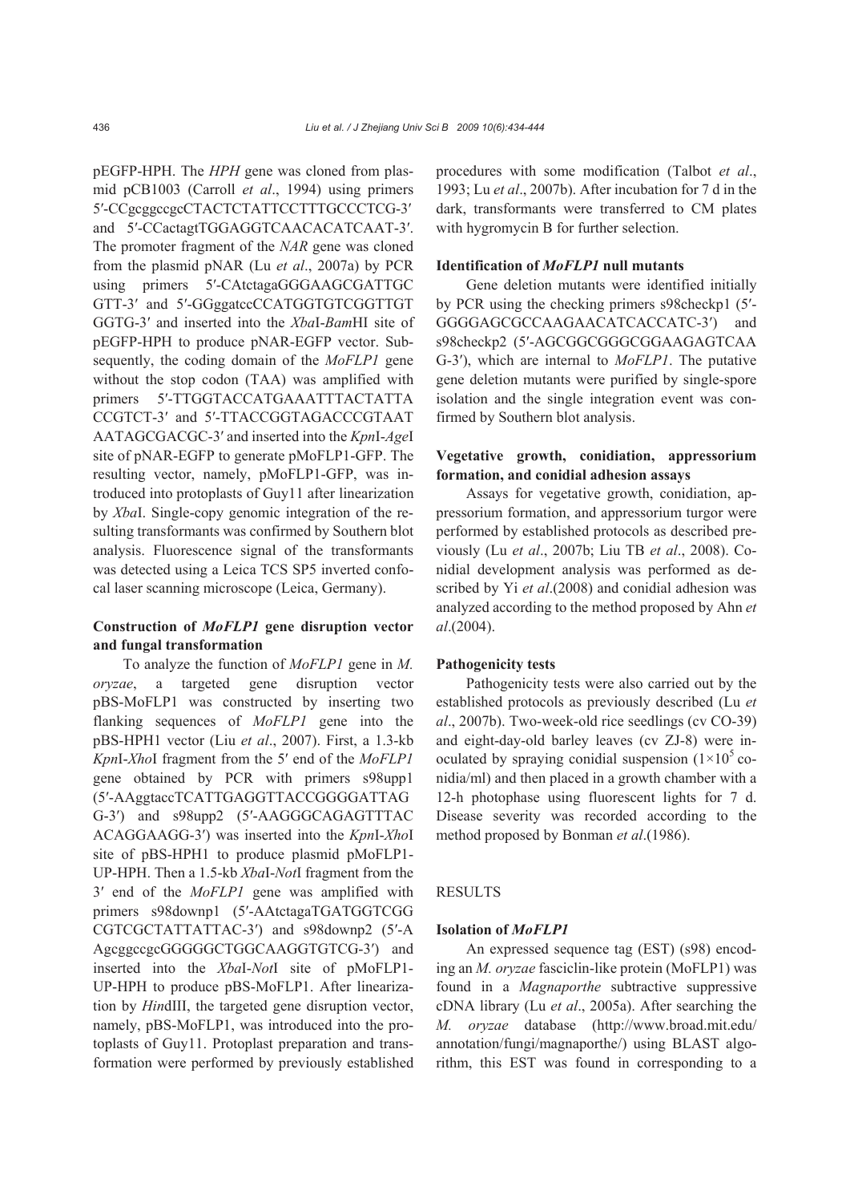pEGFP-HPH. The *HPH* gene was cloned from plasmid pCB1003 (Carroll *et al*., 1994) using primers 5′-CCgcggccgcCTACTCTATTCCTTTGCCCTCG-3′ and 5′-CCactagtTGGAGGTCAACACATCAAT-3′. The promoter fragment of the *NAR* gene was cloned from the plasmid pNAR (Lu *et al*., 2007a) by PCR using primers 5′-CAtctagaGGGAAGCGATTGCGTT-3′ and 5′-GGggatccCCATGGTGTCGGTTGTGGTG-3′ and inserted into the *Xba*I-*Bam*HI site of pEGFP-HPH to produce pNAR-EGFP vector. Subsequently, the coding domain of the *MoFLP1* gene without the stop codon (TAA) was amplified with primers 5′-TTGGTACCATGAAATTTACTATTACCGTCT-3′ and 5′-TTACCGGTAGACCCGTAATAATAGCGACGC-3′ and inserted into the *Kpn*I-*Age*I site of pNAR-EGFP to generate pMoFLP1-GFP. The resulting vector, namely, pMoFLP1-GFP, was introduced into protoplasts of Guy11 after linearization by *Xba*I. Single-copy genomic integration of the resulting transformants was confirmed by Southern blot analysis. Fluorescence signal of the transformants was detected using a Leica TCS SP5 inverted confocal laser scanning microscope (Leica, Germany).

### Construction of *MoFLP1* gene disruption vector and fungal transformation

To analyze the function of *MoFLP1* gene in *M. oryzae*, a targeted gene disruption vector pBS-MoFLP1 was constructed by inserting two flanking sequences of *MoFLP1* gene into the pBS-HPH1 vector (Liu *et al*., 2007). First, a 1.3-kb *Kpn*I-*Xho*I fragment from the 5′ end of the *MoFLP1* gene obtained by PCR with primers s98upp1 (5′-AAggtaccTCATTGAGGTTACCGGGGATTAGG-3′) and s98upp2 (5′-AAGGGCAGAGTTTACACAGGAAGG-3′) was inserted into the *Kpn*I-*Xho*I site of pBS-HPH1 to produce plasmid pMoFLP1-UP-HPH. Then a 1.5-kb *Xba*I-*Not*I fragment from the 3′ end of the *MoFLP1* gene was amplified with primers s98downp1 (5′-AAtctagaTGATGGTCGGCGTCGCTATTATTAC-3′) and s98downp2 (5′-AAgcggccgcGGGGGCTGGCAAGGTGTCG-3′) and inserted into the *Xba*I-*Not*I site of pMoFLP1-UP-HPH to produce pBS-MoFLP1. After linearization by *Hin*dIII, the targeted gene disruption vector, namely, pBS-MoFLP1, was introduced into the protoplasts of Guy11. Protoplast preparation and transformation were performed by previously established procedures with some modification (Talbot *et al*., 1993; Lu *et al*., 2007b). After incubation for 7 d in the dark, transformants were transferred to CM plates with hygromycin B for further selection.

### Identification of *MoFLP1* null mutants

Gene deletion mutants were identified initially by PCR using the checking primers s98checkp1 (5′-GGGGAGCGCCAAGAACATCACCATC-3′) and s98checkp2 (5′-AGCGGCGGGCGGAAGAGTCAAG-3′), which are internal to *MoFLP1*. The putative gene deletion mutants were purified by single-spore isolation and the single integration event was confirmed by Southern blot analysis.

### Vegetative growth, conidiation, appressorium formation, and conidial adhesion assays

Assays for vegetative growth, conidiation, appressorium formation, and appressorium turgor were performed by established protocols as described previously (Lu *et al*., 2007b; Liu TB *et al*., 2008). Conidial development analysis was performed as described by Yi *et al*.(2008) and conidial adhesion was analyzed according to the method proposed by Ahn *et al*.(2004).

### Pathogenicity tests

Pathogenicity tests were also carried out by the established protocols as previously described (Lu *et al*., 2007b). Two-week-old rice seedlings (cv CO-39) and eight-day-old barley leaves (cv ZJ-8) were inoculated by spraying conidial suspension ($1\times10^5$ conidia/ml) and then placed in a growth chamber with a 12-h photophase using fluorescent lights for 7 d. Disease severity was recorded according to the method proposed by Bonman *et al*.(1986).

## RESULTS

### Isolation of *MoFLP1*

An expressed sequence tag (EST) (s98) encoding an *M. oryzae* fasciclin-like protein (MoFLP1) was found in a *Magnaporthe* subtractive suppressive cDNA library (Lu *et al*., 2005a). After searching the *M. oryzae* database (http://www.broad.mit.edu/annotation/fungi/magnaporthe/) using BLAST algorithm, this EST was found in corresponding to a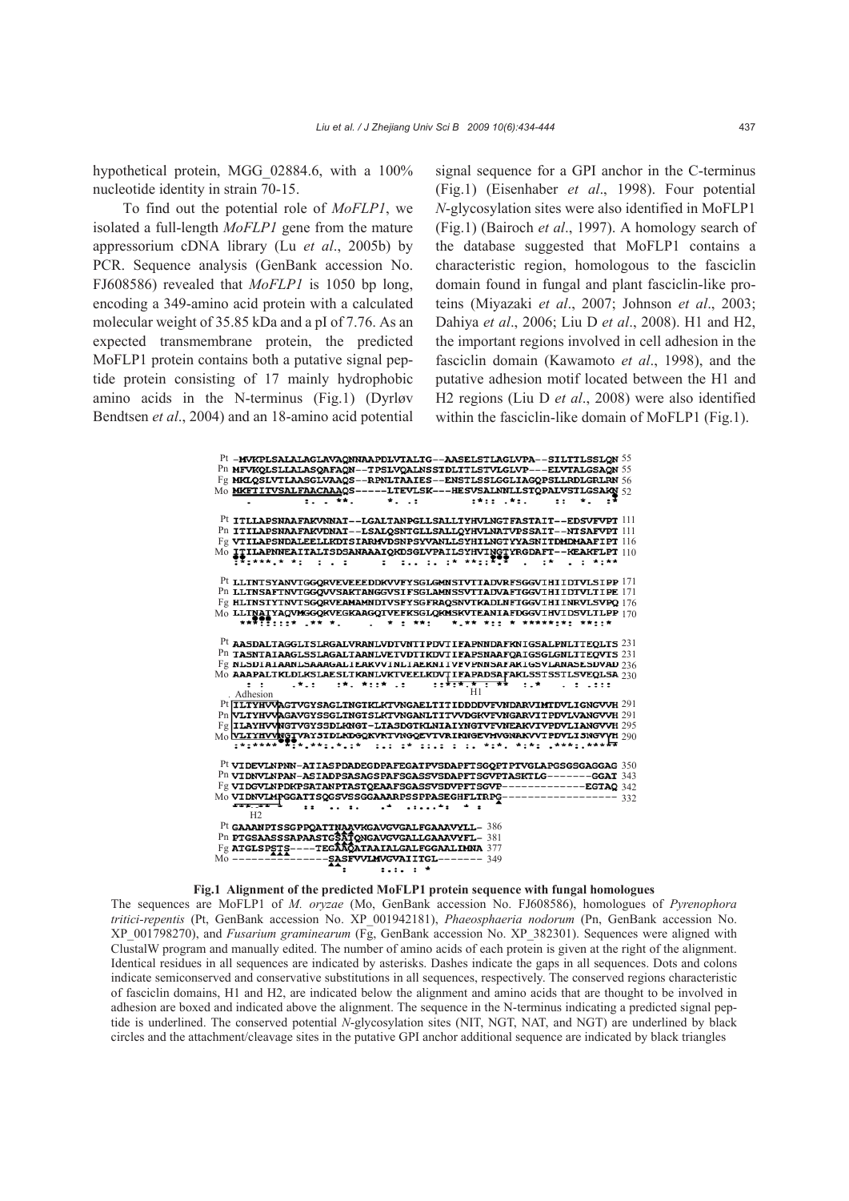hypothetical protein, MGG_02884.6, with a 100% nucleotide identity in strain 70-15.

To find out the potential role of *MoFLP1*, we isolated a full-length *MoFLP1* gene from the mature appressorium cDNA library (Lu *et al*., 2005b) by PCR. Sequence analysis (GenBank accession No. FJ608586) revealed that *MoFLP1* is 1050 bp long, encoding a 349-amino acid protein with a calculated molecular weight of 35.85 kDa and a pI of 7.76. As an expected transmembrane protein, the predicted MoFLP1 protein contains both a putative signal peptide protein consisting of 17 mainly hydrophobic amino acids in the N-terminus (Fig.1) (Dyrløv Bendtsen *et al*., 2004) and an 18-amino acid potential signal sequence for a GPI anchor in the C-terminus (Fig.1) (Eisenhaber *et al*., 1998). Four potential *N*-glycosylation sites were also identified in MoFLP1 (Fig.1) (Bairoch *et al*., 1997). A homology search of the database suggested that MoFLP1 contains a characteristic region, homologous to the fasciclin domain found in fungal and plant fasciclin-like proteins (Miyazaki *et al*., 2007; Johnson *et al*., 2003; Dahiya *et al*., 2006; Liu D *et al*., 2008). H1 and H2, the important regions involved in cell adhesion in the fasciclin domain (Kawamoto *et al*., 1998), and the putative adhesion motif located between the H1 and H2 regions (Liu D *et al*., 2008) were also identified within the fasciclin-like domain of MoFLP1 (Fig.1).

```
Pt -MVKPLSALALAGLAVAQNNAAPDLVIALTG--AASELSTLAGLVPA--SILTILSSLQN 55
Pn MFVKQLSLLALASQAFAQN--TPSLVQALNSSIDLTTLSTVLGLVP---ELVTALGSAQN 55
Fg MKLQSLVTLAASGLVAAQS--RPNLTAAIES--ENSTLSSLGGLIAGQPSLLRDLGRLRN 56
Mo MKFTIITVSALFAACAAAQS-----LTEVLSK---HESVSALNNLLSTQPALVSTLGSAKN 52

Pt ITLLAPSNAAFAKVNNAT--LGALTANPGLLSALLTYHVLNGTFASTAIT--EDSVFVPT 111
Pn ITILAPSNAAFAKVDNAI--LSALQSNTGLLSALLQYHVLNATVPSSAIT--NTSAFVPT 111
Fg VTILAPSNDALEELLKDTSIARMVDSNPSYVANLLSYHILNGTYYASNITDMDMAAFIPT 116
Mo ITILAPNNEAITALISDSANAAAIQKDSGLVPAILSYHVINGTYRGDAFT--KEAKFLPT 110

Pt LLTNTSYANVTGGQRVEVEEEDDKVVFYSGLGMNSIVTIADVRFSGGVIHIIDTVLSIPP 171
Pn LLTNSAFTNVTGGQVVSAKTANGGVSIFSGLAMNSSVTTADVAFTGGVIHIIDTVLTIPE 171
Fg HLTNSTYTNVTSGQRVEAMAMNDIVSFYSGFRAQSNVTKADLNFTGGVIHIINRVLSVPQ 176
Mo LLTNATYAQVMGGQKVEGKAAGQTVEFKSGLQKMSKVTEANIAFDGGVIHVIDSVLILPP 170

Pt AASDALTAGGLISLRGALVRANLVDTVNTIPDVIIFAPNNDAFKNIGSALPNLTTEQLTS 231
Pn TASNTAIAAGLSSLAGALTAANLVETVDTTKDVIIFAPSNAAFQAIGSGLGNLTTEQVIS 231
Fg NLSDTATAANLSAAAGALTEAKVVNLTAEKNITVFVPNNSAFAKIGSVLANASESDVAD 236
Mo AAAPALTKLDLKSLAESLTKANLVKTVEELKDVTIFAPADSAFAKLSSTSSTLSVEQLSA 230

Pt ILTYHVVAGTVGYSAGLTNGTKLKTVNGAELTITIDDDDVFVNDARVTMTDVLIGNGVVH 291
Pn VLTYHVVAGAVGYSSGLTNGTSLKTVNGANLTITVVDGKVFVNGARVITPDVLVANGVVH 291
Fg ILAYHVVNGTVGYSSDLKNGT-LTASDGTKLNIAIYNGTVFVNEAKVIVPDVLIANGVVH 295
Mo VLTYHVVNGTVAYSIDLKDGQKVKTVNGQEVTVRIKNGEVMVGNAKVVTPDVLISNGVVH 290

Pt VIDEVLNPNN-ATIASPDADEGDPAFEGATPVSDAPFTSGQPTPTVGLAPGSGSGAGGAG 350
Pn VIDNVLNPAN-ASIADPSASAGSPAFSGASSVSDAPFTSGVPTASKTLG-------GGAT 343
Fg VIDGVLNPDKPSATANPTASTQEAAFSGASSVSDVPFTSGVP-------------EGTAQ 342
Mo VIDNVLMPGGATTSQGSVSSGGAAARPSSPPASEGHFLTRPG------------------ 332

Pt GAAANPTSSGPPQATTNAAVKGAVGVGALFGAAAVYLL- 386
Pn PTGSAASSSAPAASTGSATQNGAVGVGALLGAAAVYFL- 381
Fg ATGLSPSTS----TEGAAQATAAIALGALFGGAALIMNA 377
Mo ----------------SASFVVLMVGVAIITGL------- 349
```

**Fig.1 Alignment of the predicted MoFLP1 protein sequence with fungal homologues**

The sequences are MoFLP1 of *M. oryzae* (Mo, GenBank accession No. FJ608586), homologues of *Pyrenophora tritici-repentis* (Pt, GenBank accession No. XP_001942181), *Phaeosphaeria nodorum* (Pn, GenBank accession No. XP_001798270), and *Fusarium graminearum* (Fg, GenBank accession No. XP_382301). Sequences were aligned with ClustalW program and manually edited. The number of amino acids of each protein is given at the right of the alignment. Identical residues in all sequences are indicated by asterisks. Dashes indicate the gaps in all sequences. Dots and colons indicate semiconserved and conservative substitutions in all sequences, respectively. The conserved regions characteristic of fasciclin domains, H1 and H2, are indicated below the alignment and amino acids that are thought to be involved in adhesion are boxed and indicated above the alignment. The sequence in the N-terminus indicating a predicted signal peptide is underlined. The conserved potential *N*-glycosylation sites (NIT, NGT, NAT, and NGT) are underlined by black circles and the attachment/cleavage sites in the putative GPI anchor additional sequence are indicated by black triangles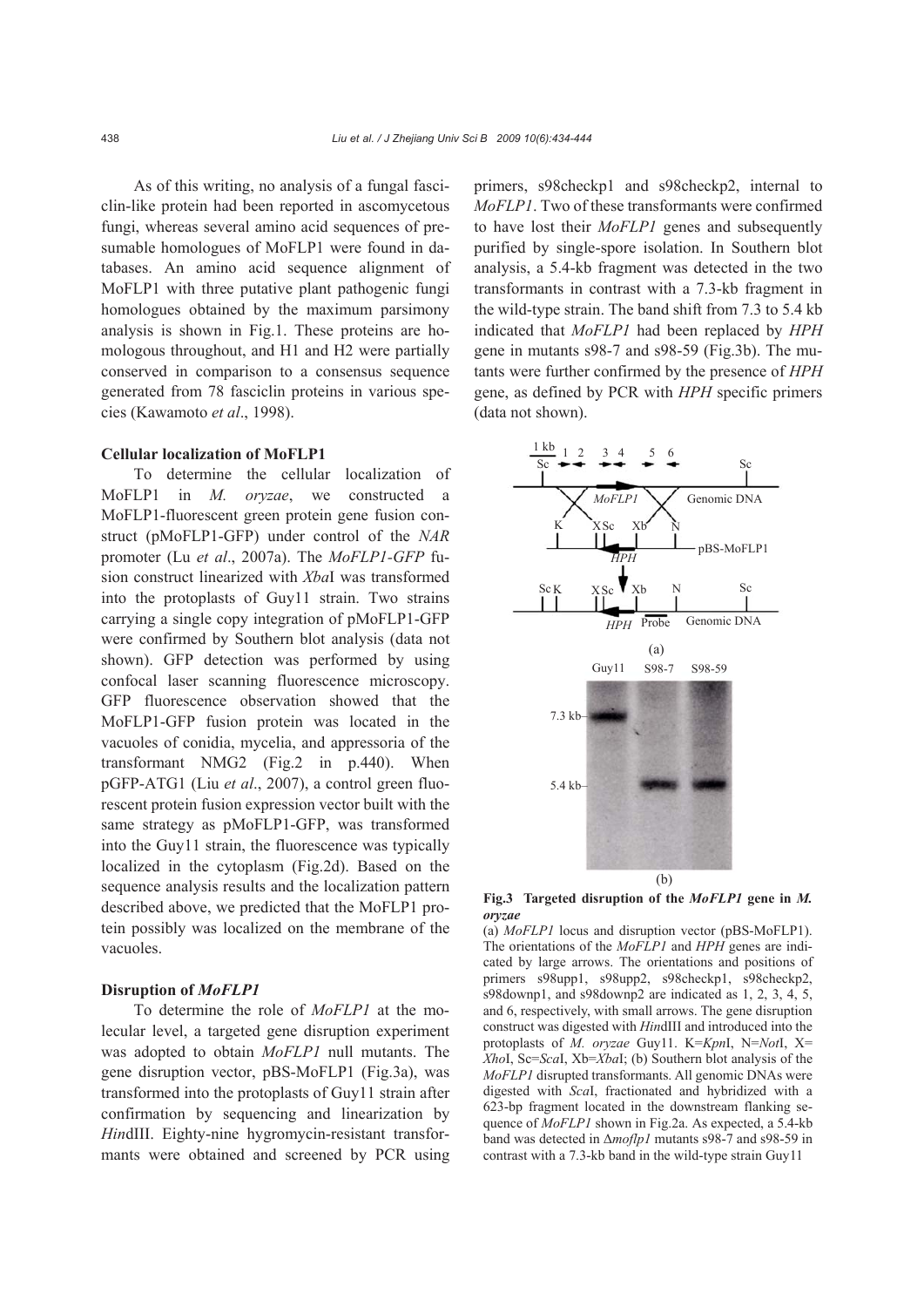As of this writing, no analysis of a fungal fasciclin-like protein had been reported in ascomycetous fungi, whereas several amino acid sequences of presumable homologues of MoFLP1 were found in databases. An amino acid sequence alignment of MoFLP1 with three putative plant pathogenic fungi homologues obtained by the maximum parsimony analysis is shown in Fig.1. These proteins are homologous throughout, and H1 and H2 were partially conserved in comparison to a consensus sequence generated from 78 fasciclin proteins in various species (Kawamoto *et al*., 1998).

### Cellular localization of MoFLP1

To determine the cellular localization of MoFLP1 in *M. oryzae*, we constructed a MoFLP1-fluorescent green protein gene fusion construct (pMoFLP1-GFP) under control of the *NAR* promoter (Lu *et al*., 2007a). The *MoFLP1-GFP* fusion construct linearized with *Xba*I was transformed into the protoplasts of Guy11 strain. Two strains carrying a single copy integration of pMoFLP1-GFP were confirmed by Southern blot analysis (data not shown). GFP detection was performed by using confocal laser scanning fluorescence microscopy. GFP fluorescence observation showed that the MoFLP1-GFP fusion protein was located in the vacuoles of conidia, mycelia, and appressoria of the transformant NMG2 (Fig.2 in p.440). When pGFP-ATG1 (Liu *et al*., 2007), a control green fluorescent protein fusion expression vector built with the same strategy as pMoFLP1-GFP, was transformed into the Guy11 strain, the fluorescence was typically localized in the cytoplasm (Fig.2d). Based on the sequence analysis results and the localization pattern described above, we predicted that the MoFLP1 protein possibly was localized on the membrane of the vacuoles.

### Disruption of *MoFLP1*

To determine the role of *MoFLP1* at the molecular level, a targeted gene disruption experiment was adopted to obtain *MoFLP1* null mutants. The gene disruption vector, pBS-MoFLP1 (Fig.3a), was transformed into the protoplasts of Guy11 strain after confirmation by sequencing and linearization by *Hin*dIII. Eighty-nine hygromycin-resistant transformants were obtained and screened by PCR using primers, s98checkp1 and s98checkp2, internal to *MoFLP1*. Two of these transformants were confirmed to have lost their *MoFLP1* genes and subsequently purified by single-spore isolation. In Southern blot analysis, a 5.4-kb fragment was detected in the two transformants in contrast with a 7.3-kb fragment in the wild-type strain. The band shift from 7.3 to 5.4 kb indicated that *MoFLP1* had been replaced by *HPH* gene in mutants s98-7 and s98-59 (Fig.3b). The mutants were further confirmed by the presence of *HPH* gene, as defined by PCR with *HPH* specific primers (data not shown).

**Fig.3 Targeted disruption of the *MoFLP1* gene in *M. oryzae***

(a) *MoFLP1* locus and disruption vector (pBS-MoFLP1). The orientations of the *MoFLP1* and *HPH* genes are indicated by large arrows. The orientations and positions of primers s98upp1, s98upp2, s98checkp1, s98checkp2, s98downp1, and s98downp2 are indicated as 1, 2, 3, 4, 5, and 6, respectively, with small arrows. The gene disruption construct was digested with *Hin*dIII and introduced into the protoplasts of *M. oryzae* Guy11. K=*Kpn*I, N=*Not*I, X=*Xho*I, Sc=*Sca*I, Xb=*Xba*I; (b) Southern blot analysis of the *MoFLP1* disrupted transformants. All genomic DNAs were digested with *Sca*I, fractionated and hybridized with a 623-bp fragment located in the downstream flanking sequence of *MoFLP1* shown in Fig.2a. As expected, a 5.4-kb band was detected in Δ*moflp1* mutants s98-7 and s98-59 in contrast with a 7.3-kb band in the wild-type strain Guy11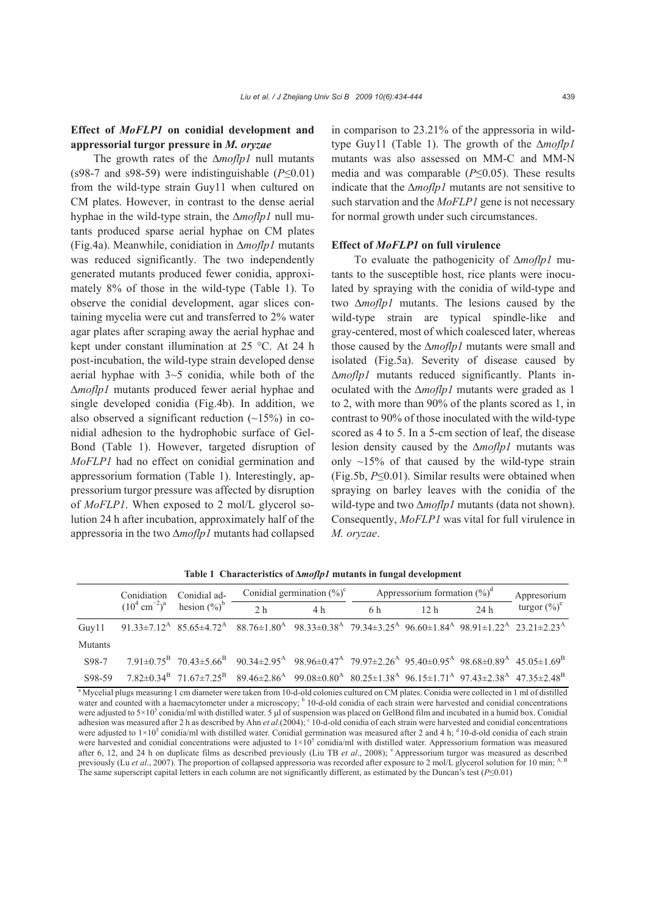### Effect of *MoFLP1* on conidial development and appressorial turgor pressure in *M. oryzae*

The growth rates of the Δ*moflp1* null mutants (s98-7 and s98-59) were indistinguishable ($P \leq 0.01$) from the wild-type strain Guy11 when cultured on CM plates. However, in contrast to the dense aerial hyphae in the wild-type strain, the Δ*moflp1* null mutants produced sparse aerial hyphae on CM plates (Fig.4a). Meanwhile, conidiation in Δ*moflp1* mutants was reduced significantly. The two independently generated mutants produced fewer conidia, approximately 8% of those in the wild-type (Table 1). To observe the conidial development, agar slices containing mycelia were cut and transferred to 2% water agar plates after scraping away the aerial hyphae and kept under constant illumination at 25 °C. At 24 h post-incubation, the wild-type strain developed dense aerial hyphae with 3~5 conidia, while both of the Δ*moflp1* mutants produced fewer aerial hyphae and single developed conidia (Fig.4b). In addition, we also observed a significant reduction (~15%) in conidial adhesion to the hydrophobic surface of GelBond (Table 1). However, targeted disruption of *MoFLP1* had no effect on conidial germination and appressorium formation (Table 1). Interestingly, appressorium turgor pressure was affected by disruption of *MoFLP1*. When exposed to 2 mol/L glycerol solution 24 h after incubation, approximately half of the appressoria in the two Δ*moflp1* mutants had collapsed in comparison to 23.21% of the appressoria in wild-type Guy11 (Table 1). The growth of the Δ*moflp1* mutants was also assessed on MM-C and MM-N media and was comparable ($P \leq 0.05$). These results indicate that the Δ*moflp1* mutants are not sensitive to such starvation and the *MoFLP1* gene is not necessary for normal growth under such circumstances.

### Effect of *MoFLP1* on full virulence

To evaluate the pathogenicity of Δ*moflp1* mutants to the susceptible host, rice plants were inoculated by spraying with the conidia of wild-type and two Δ*moflp1* mutants. The lesions caused by the wild-type strain are typical spindle-like and gray-centered, most of which coalesced later, whereas those caused by the Δ*moflp1* mutants were small and isolated (Fig.5a). Severity of disease caused by Δ*moflp1* mutants reduced significantly. Plants inoculated with the Δ*moflp1* mutants were graded as 1 to 2, with more than 90% of the plants scored as 1, in contrast to 90% of those inoculated with the wild-type scored as 4 to 5. In a 5-cm section of leaf, the disease lesion density caused by the Δ*moflp1* mutants was only ~15% of that caused by the wild-type strain (Fig.5b, $P \leq 0.01$). Similar results were obtained when spraying on barley leaves with the conidia of the wild-type and two Δ*moflp1* mutants (data not shown). Consequently, *MoFLP1* was vital for full virulence in *M. oryzae*.

**Table 1 Characteristics of Δ*moflp1* mutants in fungal development**

| | Conidiation ($10^4$ cm$^{-2}$)[a] | Conidial adhesion (%)[b] | Conidial germination (%)[c] | | Appressorium formation (%)[d] | | | Appresorium turgor (%)[e] |
|---|---|---|---|---|---|---|---|---|
| | | | 2 h | 4 h | 6 h | 12 h | 24 h | |
| Guy11 | 91.33±7.12[A] | 85.65±4.72[A] | 88.76±1.80[A] | 98.33±0.38[A] | 79.34±3.25[A] | 96.60±1.84[A] | 98.91±1.22[A] | 23.21±2.23[A] |
| Mutants | | | | | | | | |
| S98-7 | 7.91±0.75[B] | 70.43±5.66[B] | 90.34±2.95[A] | 98.96±0.47[A] | 79.97±2.26[A] | 95.40±0.95[A] | 98.68±0.89[A] | 45.05±1.69[B] |
| S98-59 | 7.82±0.34[B] | 71.67±7.25[B] | 89.46±2.86[A] | 99.08±0.80[A] | 80.25±1.38[A] | 96.15±1.71[A] | 97.43±2.38[A] | 47.35±2.48[B] |

[a] Mycelial plugs measuring 1 cm diameter were taken from 10-d-old colonies cultured on CM plates. Conidia were collected in 1 ml of distilled water and counted with a haemacytometer under a microscopy; [b] 10-d-old conidia of each strain were harvested and conidial concentrations were adjusted to $5\times10^5$ conidia/ml with distilled water. 5 μl of suspension was placed on GelBond film and incubated in a humid box. Conidial adhesion was measured after 2 h as described by Ahn *et al*.(2004); [c] 10-d-old conidia of each strain were harvested and conidial concentrations were adjusted to $1\times10^5$ conidia/ml with distilled water. Conidial germination was measured after 2 and 4 h; [d] 10-d-old conidia of each strain were harvested and conidial concentrations were adjusted to $1\times10^5$ conidia/ml with distilled water. Appressorium formation was measured after 6, 12, and 24 h on duplicate films as described previously (Liu TB *et al*., 2008); [e] Appressorium turgor was measured as described previously (Lu *et al*., 2007). The proportion of collapsed appressoria was recorded after exposure to 2 mol/L glycerol solution for 10 min; [A, B] The same superscript capital letters in each column are not significantly different, as estimated by the Duncan's test ($P \leq 0.01$)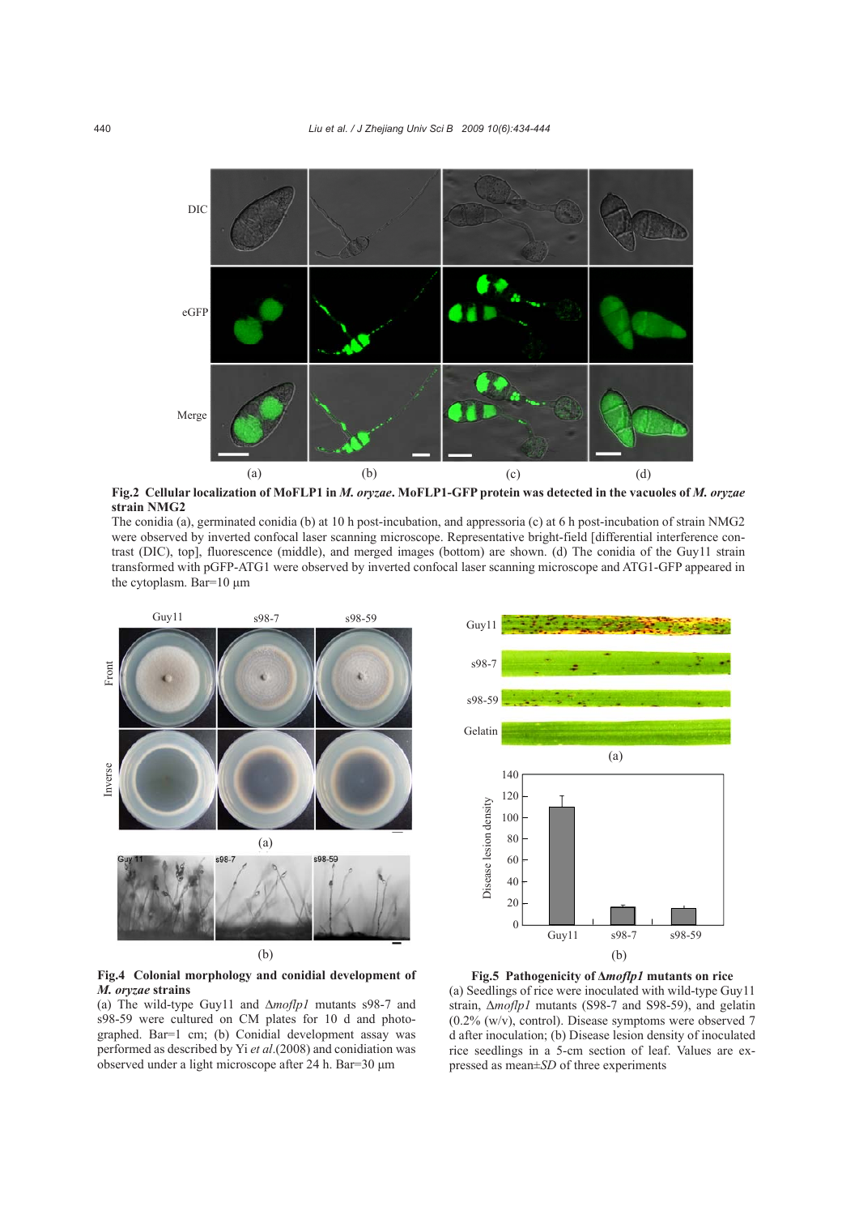**Fig.2 Cellular localization of MoFLP1 in *M. oryzae*. MoFLP1-GFP protein was detected in the vacuoles of *M. oryzae* strain NMG2**

The conidia (a), germinated conidia (b) at 10 h post-incubation, and appressoria (c) at 6 h post-incubation of strain NMG2 were observed by inverted confocal laser scanning microscope. Representative bright-field [differential interference contrast (DIC), top], fluorescence (middle), and merged images (bottom) are shown. (d) The conidia of the Guy11 strain transformed with pGFP-ATG1 were observed by inverted confocal laser scanning microscope and ATG1-GFP appeared in the cytoplasm. Bar=10 μm

**Fig.4 Colonial morphology and conidial development of *M. oryzae* strains**

(a) The wild-type Guy11 and Δ*moflp1* mutants s98-7 and s98-59 were cultured on CM plates for 10 d and photographed. Bar=1 cm; (b) Conidial development assay was performed as described by Yi *et al*.(2008) and conidiation was observed under a light microscope after 24 h. Bar=30 μm

**Fig.5 Pathogenicity of Δ*moflp1* mutants on rice**

(a) Seedlings of rice were inoculated with wild-type Guy11 strain, Δ*moflp1* mutants (S98-7 and S98-59), and gelatin (0.2% (w/v), control). Disease symptoms were observed 7 d after inoculation; (b) Disease lesion density of inoculated rice seedlings in a 5-cm section of leaf. Values are expressed as mean±*SD* of three experiments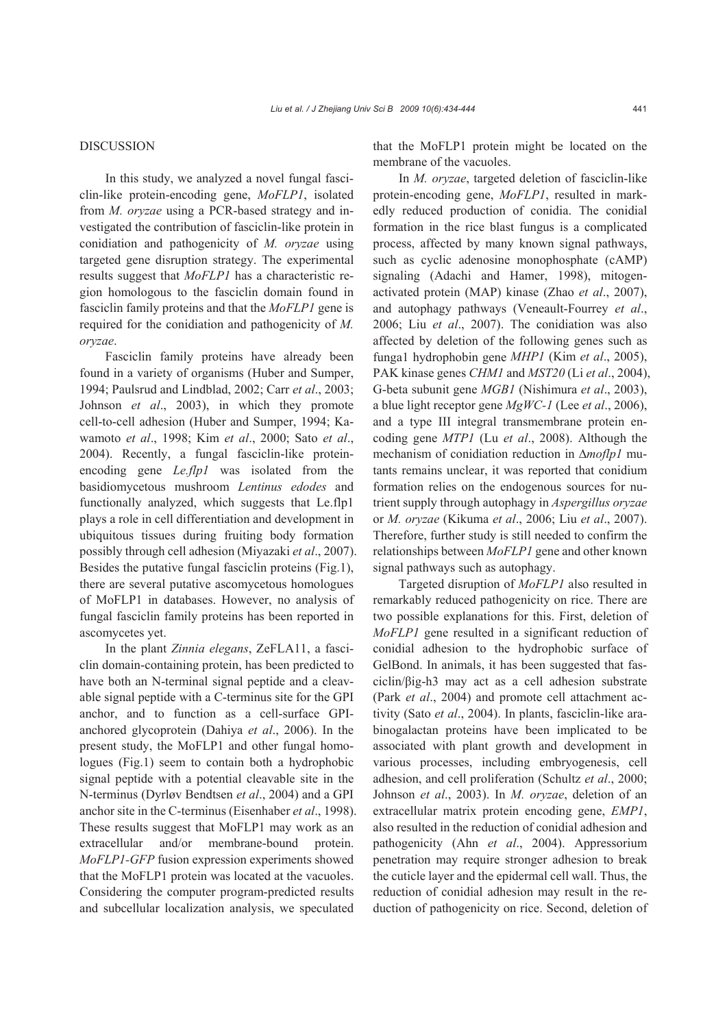## DISCUSSION

In this study, we analyzed a novel fungal fasciclin-like protein-encoding gene, *MoFLP1*, isolated from *M. oryzae* using a PCR-based strategy and investigated the contribution of fasciclin-like protein in conidiation and pathogenicity of *M. oryzae* using targeted gene disruption strategy. The experimental results suggest that *MoFLP1* has a characteristic region homologous to the fasciclin domain found in fasciclin family proteins and that the *MoFLP1* gene is required for the conidiation and pathogenicity of *M. oryzae*.

Fasciclin family proteins have already been found in a variety of organisms (Huber and Sumper, 1994; Paulsrud and Lindblad, 2002; Carr *et al*., 2003; Johnson *et al*., 2003), in which they promote cell-to-cell adhesion (Huber and Sumper, 1994; Kawamoto *et al*., 1998; Kim *et al*., 2000; Sato *et al*., 2004). Recently, a fungal fasciclin-like protein-encoding gene *Le.flp1* was isolated from the basidiomycetous mushroom *Lentinus edodes* and functionally analyzed, which suggests that Le.flp1 plays a role in cell differentiation and development in ubiquitous tissues during fruiting body formation possibly through cell adhesion (Miyazaki *et al*., 2007). Besides the putative fungal fasciclin proteins (Fig.1), there are several putative ascomycetous homologues of MoFLP1 in databases. However, no analysis of fungal fasciclin family proteins has been reported in ascomycetes yet.

In the plant *Zinnia elegans*, ZeFLA11, a fasciclin domain-containing protein, has been predicted to have both an N-terminal signal peptide and a cleavable signal peptide with a C-terminus site for the GPI anchor, and to function as a cell-surface GPI-anchored glycoprotein (Dahiya *et al*., 2006). In the present study, the MoFLP1 and other fungal homologues (Fig.1) seem to contain both a hydrophobic signal peptide with a potential cleavable site in the N-terminus (Dyrløv Bendtsen *et al*., 2004) and a GPI anchor site in the C-terminus (Eisenhaber *et al*., 1998). These results suggest that MoFLP1 may work as an extracellular and/or membrane-bound protein. *MoFLP1-GFP* fusion expression experiments showed that the MoFLP1 protein was located at the vacuoles. Considering the computer program-predicted results and subcellular localization analysis, we speculated that the MoFLP1 protein might be located on the membrane of the vacuoles.

In *M. oryzae*, targeted deletion of fasciclin-like protein-encoding gene, *MoFLP1*, resulted in markedly reduced production of conidia. The conidial formation in the rice blast fungus is a complicated process, affected by many known signal pathways, such as cyclic adenosine monophosphate (cAMP) signaling (Adachi and Hamer, 1998), mitogen-activated protein (MAP) kinase (Zhao *et al*., 2007), and autophagy pathways (Veneault-Fourrey *et al*., 2006; Liu *et al*., 2007). The conidiation was also affected by deletion of the following genes such as funga1 hydrophobin gene *MHP1* (Kim *et al*., 2005), PAK kinase genes *CHM1* and *MST20* (Li *et al*., 2004), G-beta subunit gene *MGB1* (Nishimura *et al*., 2003), a blue light receptor gene *MgWC-1* (Lee *et al*., 2006), and a type III integral transmembrane protein encoding gene *MTP1* (Lu *et al*., 2008). Although the mechanism of conidiation reduction in Δ*moflp1* mutants remains unclear, it was reported that conidium formation relies on the endogenous sources for nutrient supply through autophagy in *Aspergillus oryzae* or *M. oryzae* (Kikuma *et al*., 2006; Liu *et al*., 2007). Therefore, further study is still needed to confirm the relationships between *MoFLP1* gene and other known signal pathways such as autophagy.

Targeted disruption of *MoFLP1* also resulted in remarkably reduced pathogenicity on rice. There are two possible explanations for this. First, deletion of *MoFLP1* gene resulted in a significant reduction of conidial adhesion to the hydrophobic surface of GelBond. In animals, it has been suggested that fasciclin/βig-h3 may act as a cell adhesion substrate (Park *et al*., 2004) and promote cell attachment activity (Sato *et al*., 2004). In plants, fasciclin-like arabinogalactan proteins have been implicated to be associated with plant growth and development in various processes, including embryogenesis, cell adhesion, and cell proliferation (Schultz *et al*., 2000; Johnson *et al*., 2003). In *M. oryzae*, deletion of an extracellular matrix protein encoding gene, *EMP1*, also resulted in the reduction of conidial adhesion and pathogenicity (Ahn *et al*., 2004). Appressorium penetration may require stronger adhesion to break the cuticle layer and the epidermal cell wall. Thus, the reduction of conidial adhesion may result in the reduction of pathogenicity on rice. Second, deletion of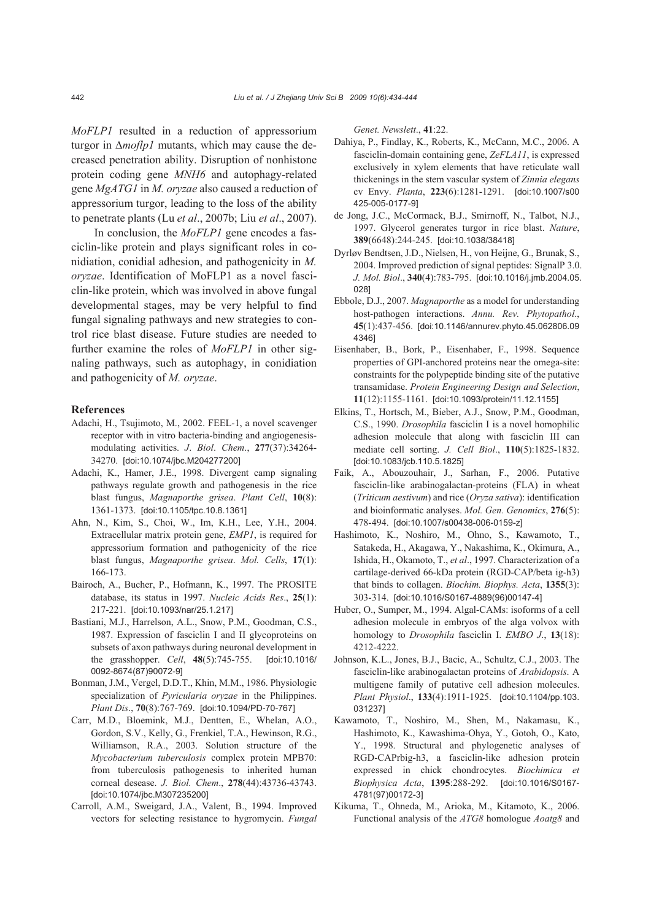*MoFLP1* resulted in a reduction of appressorium turgor in Δ*moflp1* mutants, which may cause the decreased penetration ability. Disruption of nonhistone protein coding gene *MNH6* and autophagy-related gene *MgATG1* in *M. oryzae* also caused a reduction of appressorium turgor, leading to the loss of the ability to penetrate plants (Lu *et al*., 2007b; Liu *et al*., 2007).

In conclusion, the *MoFLP1* gene encodes a fasciclin-like protein and plays significant roles in conidiation, conidial adhesion, and pathogenicity in *M. oryzae*. Identification of MoFLP1 as a novel fasciclin-like protein, which was involved in above fungal developmental stages, may be very helpful to find fungal signaling pathways and new strategies to control rice blast disease. Future studies are needed to further examine the roles of *MoFLP1* in other signaling pathways, such as autophagy, in conidiation and pathogenicity of *M. oryzae*.

## References

Adachi, H., Tsujimoto, M., 2002. FEEL-1, a novel scavenger receptor with in vitro bacteria-binding and angiogenesis-modulating activities. *J. Biol. Chem*., **277**(37):34264-34270. [doi:10.1074/jbc.M204277200]

Adachi, K., Hamer, J.E., 1998. Divergent camp signaling pathways regulate growth and pathogenesis in the rice blast fungus, *Magnaporthe grisea*. *Plant Cell*, **10**(8): 1361-1373. [doi:10.1105/tpc.10.8.1361]

Ahn, N., Kim, S., Choi, W., Im, K.H., Lee, Y.H., 2004. Extracellular matrix protein gene, *EMP1*, is required for appressorium formation and pathogenicity of the rice blast fungus, *Magnaporthe grisea*. *Mol. Cells*, **17**(1): 166-173.

Bairoch, A., Bucher, P., Hofmann, K., 1997. The PROSITE database, its status in 1997. *Nucleic Acids Res*., **25**(1): 217-221. [doi:10.1093/nar/25.1.217]

Bastiani, M.J., Harrelson, A.L., Snow, P.M., Goodman, C.S., 1987. Expression of fasciclin I and II glycoproteins on subsets of axon pathways during neuronal development in the grasshopper. *Cell*, **48**(5):745-755. [doi:10.1016/0092-8674(87)90072-9]

Bonman, J.M., Vergel, D.D.T., Khin, M.M., 1986. Physiologic specialization of *Pyricularia oryzae* in the Philippines. *Plant Dis*., **70**(8):767-769. [doi:10.1094/PD-70-767]

Carr, M.D., Bloemink, M.J., Dentten, E., Whelan, A.O., Gordon, S.V., Kelly, G., Frenkiel, T.A., Hewinson, R.G., Williamson, R.A., 2003. Solution structure of the *Mycobacterium tuberculosis* complex protein MPB70: from tuberculosis pathogenesis to inherited human corneal desease. *J. Biol. Chem*., **278**(44):43736-43743. [doi:10.1074/jbc.M307235200]

Carroll, A.M., Sweigard, J.A., Valent, B., 1994. Improved vectors for selecting resistance to hygromycin. *Fungal Genet. Newslett*., **41**:22.

Dahiya, P., Findlay, K., Roberts, K., McCann, M.C., 2006. A fasciclin-domain containing gene, *ZeFLA11*, is expressed exclusively in xylem elements that have reticulate wall thickenings in the stem vascular system of *Zinnia elegans* cv Envy. *Planta*, **223**(6):1281-1291. [doi:10.1007/s00425-005-0177-9]

de Jong, J.C., McCormack, B.J., Smirnoff, N., Talbot, N.J., 1997. Glycerol generates turgor in rice blast. *Nature*, **389**(6648):244-245. [doi:10.1038/38418]

Dyrløv Bendtsen, J.D., Nielsen, H., von Heijne, G., Brunak, S., 2004. Improved prediction of signal peptides: SignalP 3.0. *J. Mol. Biol*., **340**(4):783-795. [doi:10.1016/j.jmb.2004.05.028]

Ebbole, D.J., 2007. *Magnaporthe* as a model for understanding host-pathogen interactions. *Annu. Rev. Phytopathol*., **45**(1):437-456. [doi:10.1146/annurev.phyto.45.062806.094346]

Eisenhaber, B., Bork, P., Eisenhaber, F., 1998. Sequence properties of GPI-anchored proteins near the omega-site: constraints for the polypeptide binding site of the putative transamidase. *Protein Engineering Design and Selection*, **11**(12):1155-1161. [doi:10.1093/protein/11.12.1155]

Elkins, T., Hortsch, M., Bieber, A.J., Snow, P.M., Goodman, C.S., 1990. *Drosophila* fasciclin I is a novel homophilic adhesion molecule that along with fasciclin III can mediate cell sorting. *J. Cell Biol*., **110**(5):1825-1832. [doi:10.1083/jcb.110.5.1825]

Faik, A., Abouzouhair, J., Sarhan, F., 2006. Putative fasciclin-like arabinogalactan-proteins (FLA) in wheat (*Triticum aestivum*) and rice (*Oryza sativa*): identification and bioinformatic analyses. *Mol. Gen. Genomics*, **276**(5): 478-494. [doi:10.1007/s00438-006-0159-z]

Hashimoto, K., Noshiro, M., Ohno, S., Kawamoto, T., Satakeda, H., Akagawa, Y., Nakashima, K., Okimura, A., Ishida, H., Okamoto, T., *et al*., 1997. Characterization of a cartilage-derived 66-kDa protein (RGD-CAP/beta ig-h3) that binds to collagen. *Biochim. Biophys. Acta*, **1355**(3): 303-314. [doi:10.1016/S0167-4889(96)00147-4]

Huber, O., Sumper, M., 1994. Algal-CAMs: isoforms of a cell adhesion molecule in embryos of the alga volvox with homology to *Drosophila* fasciclin I. *EMBO J*., **13**(18): 4212-4222.

Johnson, K.L., Jones, B.J., Bacic, A., Schultz, C.J., 2003. The fasciclin-like arabinogalactan proteins of *Arabidopsis*. A multigene family of putative cell adhesion molecules. *Plant Physiol*., **133**(4):1911-1925. [doi:10.1104/pp.103.031237]

Kawamoto, T., Noshiro, M., Shen, M., Nakamasu, K., Hashimoto, K., Kawashima-Ohya, Y., Gotoh, O., Kato, Y., 1998. Structural and phylogenetic analyses of RGD-CAPrbig-h3, a fasciclin-like adhesion protein expressed in chick chondrocytes. *Biochimica et Biophysica Acta*, **1395**:288-292. [doi:10.1016/S0167-4781(97)00172-3]

Kikuma, T., Ohneda, M., Arioka, M., Kitamoto, K., 2006. Functional analysis of the *ATG8* homologue *Aoatg8* and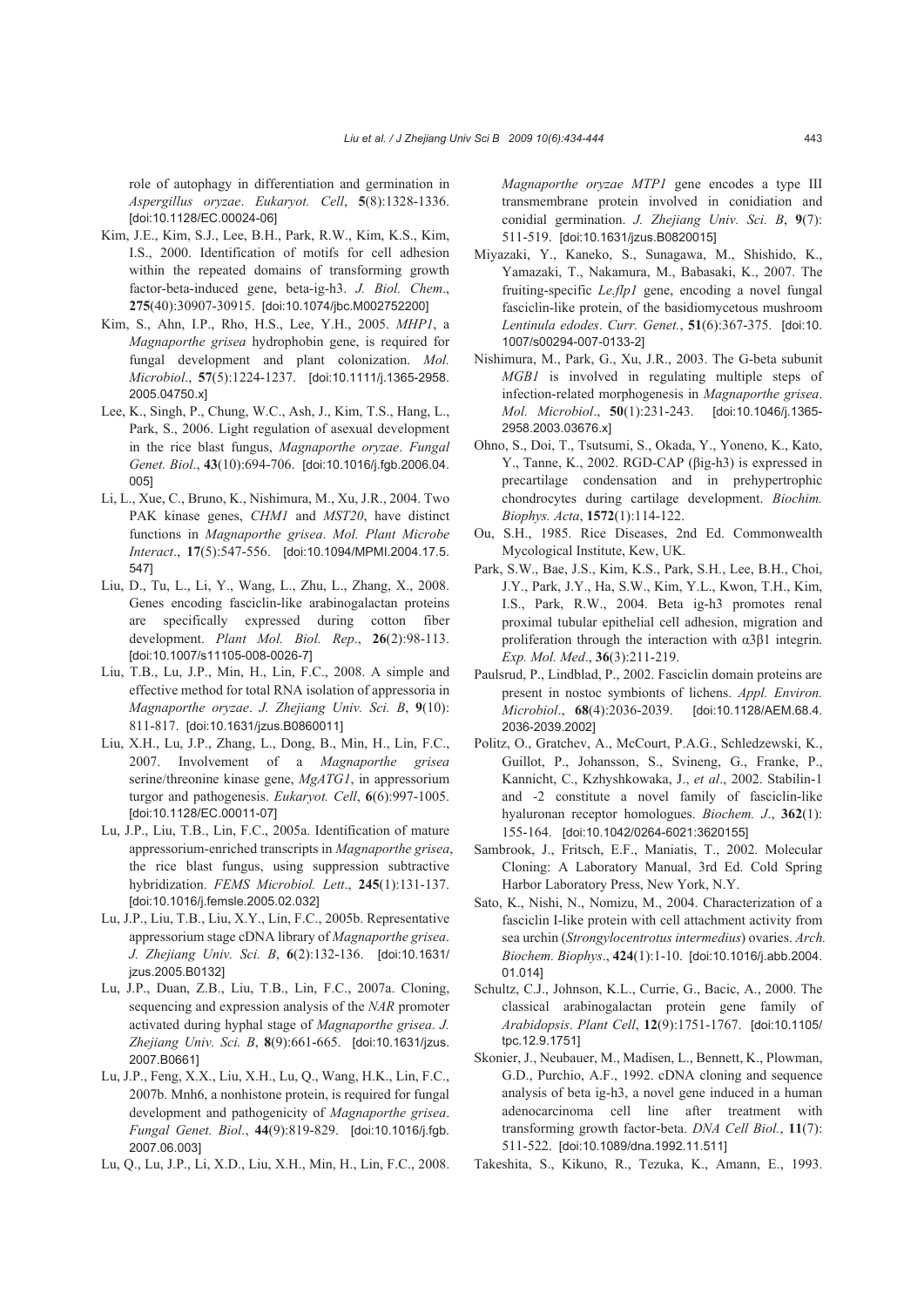role of autophagy in differentiation and germination in *Aspergillus oryzae*. *Eukaryot. Cell*, **5**(8):1328-1336. [doi:10.1128/EC.00024-06]

Kim, J.E., Kim, S.J., Lee, B.H., Park, R.W., Kim, K.S., Kim, I.S., 2000. Identification of motifs for cell adhesion within the repeated domains of transforming growth factor-beta-induced gene, beta-ig-h3. *J. Biol. Chem*., **275**(40):30907-30915. [doi:10.1074/jbc.M002752200]

Kim, S., Ahn, I.P., Rho, H.S., Lee, Y.H., 2005. *MHP1*, a *Magnaporthe grisea* hydrophobin gene, is required for fungal development and plant colonization. *Mol. Microbiol*., **57**(5):1224-1237. [doi:10.1111/j.1365-2958.2005.04750.x]

Lee, K., Singh, P., Chung, W.C., Ash, J., Kim, T.S., Hang, L., Park, S., 2006. Light regulation of asexual development in the rice blast fungus, *Magnaporthe oryzae*. *Fungal Genet. Biol*., **43**(10):694-706. [doi:10.1016/j.fgb.2006.04.005]

Li, L., Xue, C., Bruno, K., Nishimura, M., Xu, J.R., 2004. Two PAK kinase genes, *CHM1* and *MST20*, have distinct functions in *Magnaporthe grisea*. *Mol. Plant Microbe Interact*., **17**(5):547-556. [doi:10.1094/MPMI.2004.17.5.547]

Liu, D., Tu, L., Li, Y., Wang, L., Zhu, L., Zhang, X., 2008. Genes encoding fasciclin-like arabinogalactan proteins are specifically expressed during cotton fiber development. *Plant Mol. Biol. Rep*., **26**(2):98-113. [doi:10.1007/s11105-008-0026-7]

Liu, T.B., Lu, J.P., Min, H., Lin, F.C., 2008. A simple and effective method for total RNA isolation of appressoria in *Magnaporthe oryzae*. *J. Zhejiang Univ. Sci. B*, **9**(10):811-817. [doi:10.1631/jzus.B0860011]

Liu, X.H., Lu, J.P., Zhang, L., Dong, B., Min, H., Lin, F.C., 2007. Involvement of a *Magnaporthe grisea* serine/threonine kinase gene, *MgATG1*, in appressorium turgor and pathogenesis. *Eukaryot. Cell*, **6**(6):997-1005. [doi:10.1128/EC.00011-07]

Lu, J.P., Liu, T.B., Lin, F.C., 2005a. Identification of mature appressorium-enriched transcripts in *Magnaporthe grisea*, the rice blast fungus, using suppression subtractive hybridization. *FEMS Microbiol. Lett*., **245**(1):131-137. [doi:10.1016/j.femsle.2005.02.032]

Lu, J.P., Liu, T.B., Liu, X.Y., Lin, F.C., 2005b. Representative appressorium stage cDNA library of *Magnaporthe grisea*. *J. Zhejiang Univ. Sci. B*, **6**(2):132-136. [doi:10.1631/jzus.2005.B0132]

Lu, J.P., Duan, Z.B., Liu, T.B., Lin, F.C., 2007a. Cloning, sequencing and expression analysis of the *NAR* promoter activated during hyphal stage of *Magnaporthe grisea*. *J. Zhejiang Univ. Sci. B*, **8**(9):661-665. [doi:10.1631/jzus.2007.B0661]

Lu, J.P., Feng, X.X., Liu, X.H., Lu, Q., Wang, H.K., Lin, F.C., 2007b. Mnh6, a nonhistone protein, is required for fungal development and pathogenicity of *Magnaporthe grisea*. *Fungal Genet. Biol*., **44**(9):819-829. [doi:10.1016/j.fgb.2007.06.003]

Lu, Q., Lu, J.P., Li, X.D., Liu, X.H., Min, H., Lin, F.C., 2008. *Magnaporthe oryzae MTP1* gene encodes a type III transmembrane protein involved in conidiation and conidial germination. *J. Zhejiang Univ. Sci. B*, **9**(7):511-519. [doi:10.1631/jzus.B0820015]

Miyazaki, Y., Kaneko, S., Sunagawa, M., Shishido, K., Yamazaki, T., Nakamura, M., Babasaki, K., 2007. The fruiting-specific *Le.flp1* gene, encoding a novel fungal fasciclin-like protein, of the basidiomycetous mushroom *Lentinula edodes*. *Curr. Genet.*, **51**(6):367-375. [doi:10.1007/s00294-007-0133-2]

Nishimura, M., Park, G., Xu, J.R., 2003. The G-beta subunit *MGB1* is involved in regulating multiple steps of infection-related morphogenesis in *Magnaporthe grisea*. *Mol. Microbiol*., **50**(1):231-243. [doi:10.1046/j.1365-2958.2003.03676.x]

Ohno, S., Doi, T., Tsutsumi, S., Okada, Y., Yoneno, K., Kato, Y., Tanne, K., 2002. RGD-CAP (βig-h3) is expressed in precartilage condensation and in prehypertrophic chondrocytes during cartilage development. *Biochim. Biophys. Acta*, **1572**(1):114-122.

Ou, S.H., 1985. Rice Diseases, 2nd Ed. Commonwealth Mycological Institute, Kew, UK.

Park, S.W., Bae, J.S., Kim, K.S., Park, S.H., Lee, B.H., Choi, J.Y., Park, J.Y., Ha, S.W., Kim, Y.L., Kwon, T.H., Kim, I.S., Park, R.W., 2004. Beta ig-h3 promotes renal proximal tubular epithelial cell adhesion, migration and proliferation through the interaction with $\alpha3\beta1$ integrin. *Exp. Mol. Med*., **36**(3):211-219.

Paulsrud, P., Lindblad, P., 2002. Fasciclin domain proteins are present in nostoc symbionts of lichens. *Appl. Environ. Microbiol*., **68**(4):2036-2039. [doi:10.1128/AEM.68.4.2036-2039.2002]

Politz, O., Gratchev, A., McCourt, P.A.G., Schledzewski, K., Guillot, P., Johansson, S., Svineng, G., Franke, P., Kannicht, C., Kzhyshkowska, J., *et al*., 2002. Stabilin-1 and -2 constitute a novel family of fasciclin-like hyaluronan receptor homologues. *Biochem. J*., **362**(1):155-164. [doi:10.1042/0264-6021:3620155]

Sambrook, J., Fritsch, E.F., Maniatis, T., 2002. Molecular Cloning: A Laboratory Manual, 3rd Ed. Cold Spring Harbor Laboratory Press, New York, N.Y.

Sato, K., Nishi, N., Nomizu, M., 2004. Characterization of a fasciclin I-like protein with cell attachment activity from sea urchin (*Strongylocentrotus intermedius*) ovaries. *Arch. Biochem. Biophys*., **424**(1):1-10. [doi:10.1016/j.abb.2004.01.014]

Schultz, C.J., Johnson, K.L., Currie, G., Bacic, A., 2000. The classical arabinogalactan protein gene family of *Arabidopsis*. *Plant Cell*, **12**(9):1751-1767. [doi:10.1105/tpc.12.9.1751]

Skonier, J., Neubauer, M., Madisen, L., Bennett, K., Plowman, G.D., Purchio, A.F., 1992. cDNA cloning and sequence analysis of beta ig-h3, a novel gene induced in a human adenocarcinoma cell line after treatment with transforming growth factor-beta. *DNA Cell Biol.*, **11**(7):511-522. [doi:10.1089/dna.1992.11.511]

Takeshita, S., Kikuno, R., Tezuka, K., Amann, E., 1993.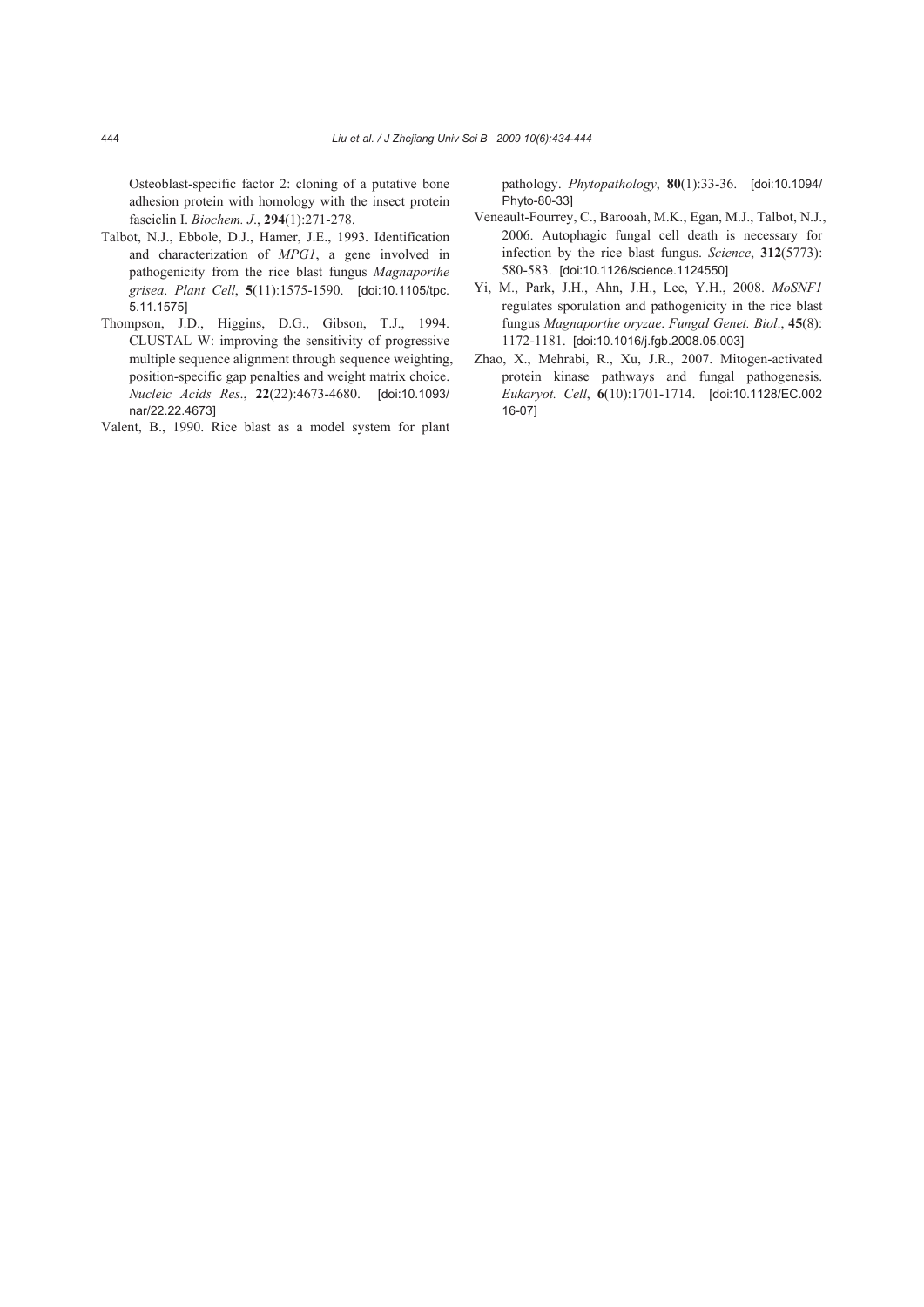Osteoblast-specific factor 2: cloning of a putative bone adhesion protein with homology with the insect protein fasciclin I. *Biochem. J*., **294**(1):271-278.

Talbot, N.J., Ebbole, D.J., Hamer, J.E., 1993. Identification and characterization of *MPG1*, a gene involved in pathogenicity from the rice blast fungus *Magnaporthe grisea*. *Plant Cell*, **5**(11):1575-1590. [doi:10.1105/tpc.5.11.1575]

Thompson, J.D., Higgins, D.G., Gibson, T.J., 1994. CLUSTAL W: improving the sensitivity of progressive multiple sequence alignment through sequence weighting, position-specific gap penalties and weight matrix choice. *Nucleic Acids Res*., **22**(22):4673-4680. [doi:10.1093/nar/22.22.4673]

Valent, B., 1990. Rice blast as a model system for plant pathology. *Phytopathology*, **80**(1):33-36. [doi:10.1094/Phyto-80-33]

Veneault-Fourrey, C., Barooah, M.K., Egan, M.J., Talbot, N.J., 2006. Autophagic fungal cell death is necessary for infection by the rice blast fungus. *Science*, **312**(5773): 580-583. [doi:10.1126/science.1124550]

Yi, M., Park, J.H., Ahn, J.H., Lee, Y.H., 2008. *MoSNF1* regulates sporulation and pathogenicity in the rice blast fungus *Magnaporthe oryzae*. *Fungal Genet. Biol*., **45**(8): 1172-1181. [doi:10.1016/j.fgb.2008.05.003]

Zhao, X., Mehrabi, R., Xu, J.R., 2007. Mitogen-activated protein kinase pathways and fungal pathogenesis. *Eukaryot. Cell*, **6**(10):1701-1714. [doi:10.1128/EC.00216-07]